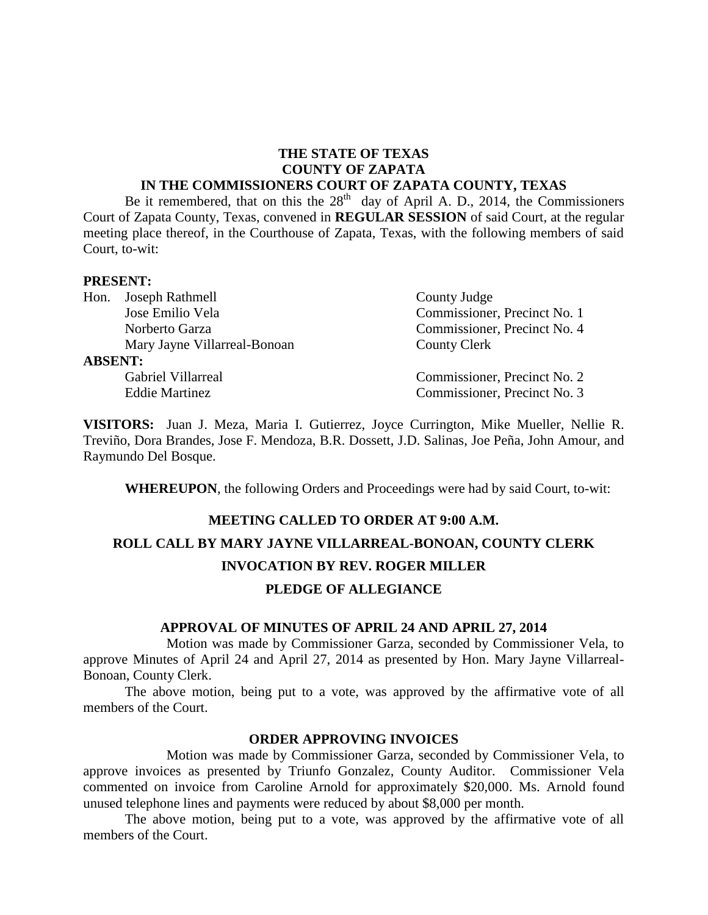**THE STATE OF TEXAS**
**COUNTY OF ZAPATA**
**IN THE COMMISSIONERS COURT OF ZAPATA COUNTY, TEXAS**

Be it remembered, that on this the 28th day of April A. D., 2014, the Commissioners Court of Zapata County, Texas, convened in **REGULAR SESSION** of said Court, at the regular meeting place thereof, in the Courthouse of Zapata, Texas, with the following members of said Court, to-wit:

**PRESENT:**

| | | |
|---|---|---|
| Hon. | Joseph Rathmell | County Judge |
| | Jose Emilio Vela | Commissioner, Precinct No. 1 |
| | Norberto Garza | Commissioner, Precinct No. 4 |
| | Mary Jayne Villarreal-Bonoan | County Clerk |

**ABSENT:**

| | |
|---|---|
| Gabriel Villarreal | Commissioner, Precinct No. 2 |
| Eddie Martinez | Commissioner, Precinct No. 3 |

**VISITORS:** Juan J. Meza, Maria I. Gutierrez, Joyce Currington, Mike Mueller, Nellie R. Treviño, Dora Brandes, Jose F. Mendoza, B.R. Dossett, J.D. Salinas, Joe Peña, John Amour, and Raymundo Del Bosque.

**WHEREUPON**, the following Orders and Proceedings were had by said Court, to-wit:

**MEETING CALLED TO ORDER AT 9:00 A.M.**

**ROLL CALL BY MARY JAYNE VILLARREAL-BONOAN, COUNTY CLERK**

**INVOCATION BY REV. ROGER MILLER**

**PLEDGE OF ALLEGIANCE**

**APPROVAL OF MINUTES OF APRIL 24 AND APRIL 27, 2014**

Motion was made by Commissioner Garza, seconded by Commissioner Vela, to approve Minutes of April 24 and April 27, 2014 as presented by Hon. Mary Jayne Villarreal-Bonoan, County Clerk.

The above motion, being put to a vote, was approved by the affirmative vote of all members of the Court.

**ORDER APPROVING INVOICES**

Motion was made by Commissioner Garza, seconded by Commissioner Vela, to approve invoices as presented by Triunfo Gonzalez, County Auditor. Commissioner Vela commented on invoice from Caroline Arnold for approximately $20,000. Ms. Arnold found unused telephone lines and payments were reduced by about $8,000 per month.

The above motion, being put to a vote, was approved by the affirmative vote of all members of the Court.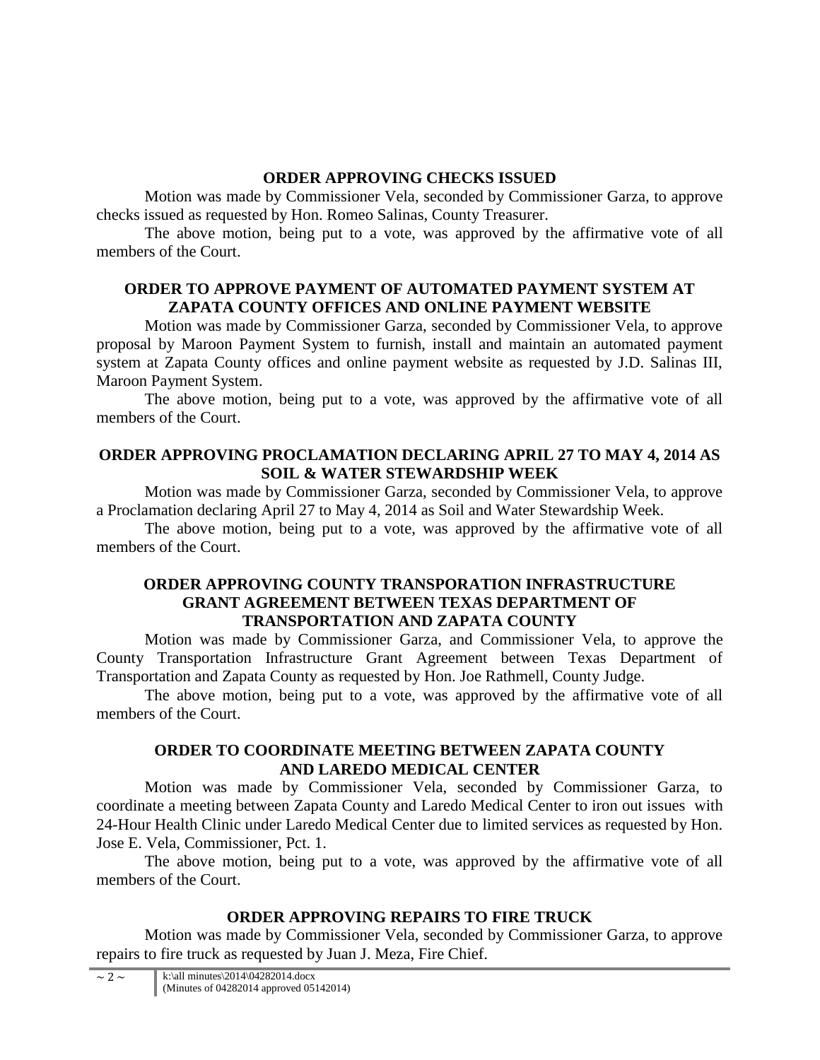**ORDER APPROVING CHECKS ISSUED**

Motion was made by Commissioner Vela, seconded by Commissioner Garza, to approve checks issued as requested by Hon. Romeo Salinas, County Treasurer.

The above motion, being put to a vote, was approved by the affirmative vote of all members of the Court.

**ORDER TO APPROVE PAYMENT OF AUTOMATED PAYMENT SYSTEM AT ZAPATA COUNTY OFFICES AND ONLINE PAYMENT WEBSITE**

Motion was made by Commissioner Garza, seconded by Commissioner Vela, to approve proposal by Maroon Payment System to furnish, install and maintain an automated payment system at Zapata County offices and online payment website as requested by J.D. Salinas III, Maroon Payment System.

The above motion, being put to a vote, was approved by the affirmative vote of all members of the Court.

**ORDER APPROVING PROCLAMATION DECLARING APRIL 27 TO MAY 4, 2014 AS SOIL & WATER STEWARDSHIP WEEK**

Motion was made by Commissioner Garza, seconded by Commissioner Vela, to approve a Proclamation declaring April 27 to May 4, 2014 as Soil and Water Stewardship Week.

The above motion, being put to a vote, was approved by the affirmative vote of all members of the Court.

**ORDER APPROVING COUNTY TRANSPORATION INFRASTRUCTURE GRANT AGREEMENT BETWEEN TEXAS DEPARTMENT OF TRANSPORTATION AND ZAPATA COUNTY**

Motion was made by Commissioner Garza, and Commissioner Vela, to approve the County Transportation Infrastructure Grant Agreement between Texas Department of Transportation and Zapata County as requested by Hon. Joe Rathmell, County Judge.

The above motion, being put to a vote, was approved by the affirmative vote of all members of the Court.

**ORDER TO COORDINATE MEETING BETWEEN ZAPATA COUNTY AND LAREDO MEDICAL CENTER**

Motion was made by Commissioner Vela, seconded by Commissioner Garza, to coordinate a meeting between Zapata County and Laredo Medical Center to iron out issues with 24-Hour Health Clinic under Laredo Medical Center due to limited services as requested by Hon. Jose E. Vela, Commissioner, Pct. 1.

The above motion, being put to a vote, was approved by the affirmative vote of all members of the Court.

**ORDER APPROVING REPAIRS TO FIRE TRUCK**

Motion was made by Commissioner Vela, seconded by Commissioner Garza, to approve repairs to fire truck as requested by Juan J. Meza, Fire Chief.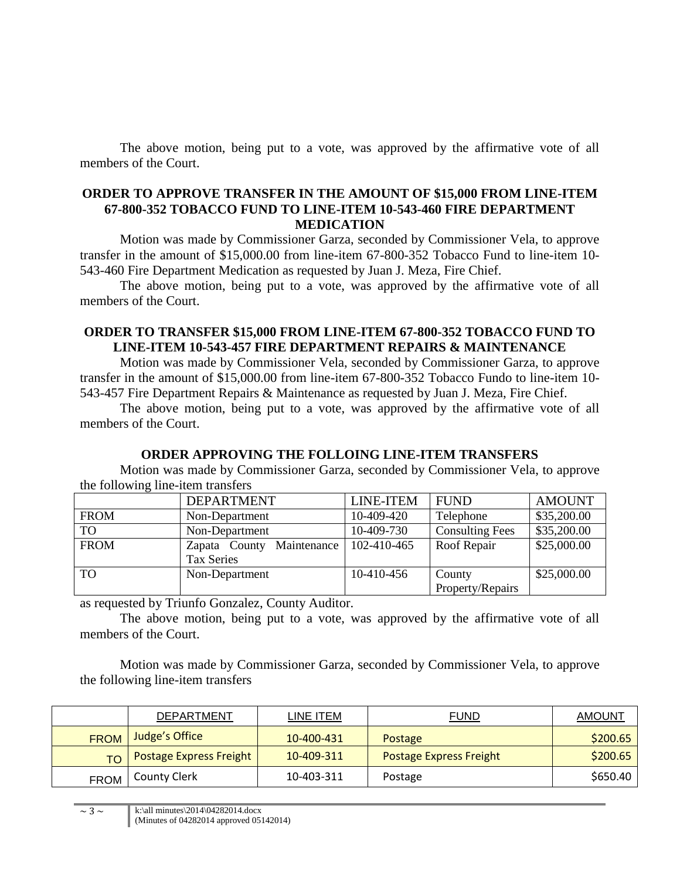The above motion, being put to a vote, was approved by the affirmative vote of all members of the Court.

**ORDER TO APPROVE TRANSFER IN THE AMOUNT OF $15,000 FROM LINE-ITEM 67-800-352 TOBACCO FUND TO LINE-ITEM 10-543-460 FIRE DEPARTMENT MEDICATION**

Motion was made by Commissioner Garza, seconded by Commissioner Vela, to approve transfer in the amount of $15,000.00 from line-item 67-800-352 Tobacco Fund to line-item 10-543-460 Fire Department Medication as requested by Juan J. Meza, Fire Chief.

The above motion, being put to a vote, was approved by the affirmative vote of all members of the Court.

**ORDER TO TRANSFER $15,000 FROM LINE-ITEM 67-800-352 TOBACCO FUND TO LINE-ITEM 10-543-457 FIRE DEPARTMENT REPAIRS & MAINTENANCE**

Motion was made by Commissioner Vela, seconded by Commissioner Garza, to approve transfer in the amount of $15,000.00 from line-item 67-800-352 Tobacco Fundo to line-item 10-543-457 Fire Department Repairs & Maintenance as requested by Juan J. Meza, Fire Chief.

The above motion, being put to a vote, was approved by the affirmative vote of all members of the Court.

**ORDER APPROVING THE FOLLOING LINE-ITEM TRANSFERS**

Motion was made by Commissioner Garza, seconded by Commissioner Vela, to approve the following line-item transfers

| | DEPARTMENT | LINE-ITEM | FUND | AMOUNT |
|---|---|---|---|---|
| FROM | Non-Department | 10-409-420 | Telephone | $35,200.00 |
| TO | Non-Department | 10-409-730 | Consulting Fees | $35,200.00 |
| FROM | Zapata County Maintenance Tax Series | 102-410-465 | Roof Repair | $25,000.00 |
| TO | Non-Department | 10-410-456 | County Property/Repairs | $25,000.00 |

as requested by Triunfo Gonzalez, County Auditor.

The above motion, being put to a vote, was approved by the affirmative vote of all members of the Court.

Motion was made by Commissioner Garza, seconded by Commissioner Vela, to approve the following line-item transfers

| | DEPARTMENT | LINE ITEM | FUND | AMOUNT |
|---|---|---|---|---|
| FROM | Judge's Office | 10-400-431 | Postage | $200.65 |
| TO | Postage Express Freight | 10-409-311 | Postage Express Freight | $200.65 |
| FROM | County Clerk | 10-403-311 | Postage | $650.40 |

k:\all minutes\2014\04282014.docx
(Minutes of 04282014 approved 05142014)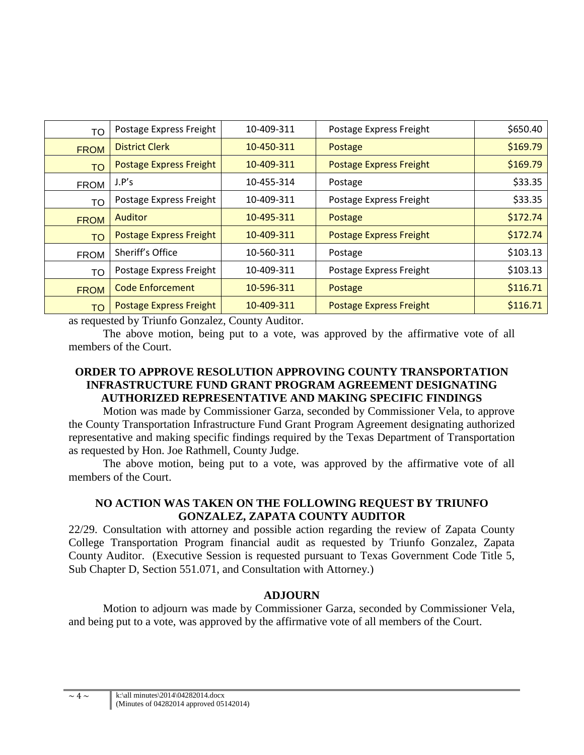| TO | Postage Express Freight | 10-409-311 | Postage Express Freight | $650.40 |
|---|---|---|---|---|
| FROM | District Clerk | 10-450-311 | Postage | $169.79 |
| TO | Postage Express Freight | 10-409-311 | Postage Express Freight | $169.79 |
| FROM | J.P's | 10-455-314 | Postage | $33.35 |
| TO | Postage Express Freight | 10-409-311 | Postage Express Freight | $33.35 |
| FROM | Auditor | 10-495-311 | Postage | $172.74 |
| TO | Postage Express Freight | 10-409-311 | Postage Express Freight | $172.74 |
| FROM | Sheriff's Office | 10-560-311 | Postage | $103.13 |
| TO | Postage Express Freight | 10-409-311 | Postage Express Freight | $103.13 |
| FROM | Code Enforcement | 10-596-311 | Postage | $116.71 |
| TO | Postage Express Freight | 10-409-311 | Postage Express Freight | $116.71 |

as requested by Triunfo Gonzalez, County Auditor.

The above motion, being put to a vote, was approved by the affirmative vote of all members of the Court.

**ORDER TO APPROVE RESOLUTION APPROVING COUNTY TRANSPORTATION INFRASTRUCTURE FUND GRANT PROGRAM AGREEMENT DESIGNATING AUTHORIZED REPRESENTATIVE AND MAKING SPECIFIC FINDINGS**

Motion was made by Commissioner Garza, seconded by Commissioner Vela, to approve the County Transportation Infrastructure Fund Grant Program Agreement designating authorized representative and making specific findings required by the Texas Department of Transportation as requested by Hon. Joe Rathmell, County Judge.

The above motion, being put to a vote, was approved by the affirmative vote of all members of the Court.

**NO ACTION WAS TAKEN ON THE FOLLOWING REQUEST BY TRIUNFO GONZALEZ, ZAPATA COUNTY AUDITOR**

22/29. Consultation with attorney and possible action regarding the review of Zapata County College Transportation Program financial audit as requested by Triunfo Gonzalez, Zapata County Auditor. (Executive Session is requested pursuant to Texas Government Code Title 5, Sub Chapter D, Section 551.071, and Consultation with Attorney.)

**ADJOURN**

Motion to adjourn was made by Commissioner Garza, seconded by Commissioner Vela, and being put to a vote, was approved by the affirmative vote of all members of the Court.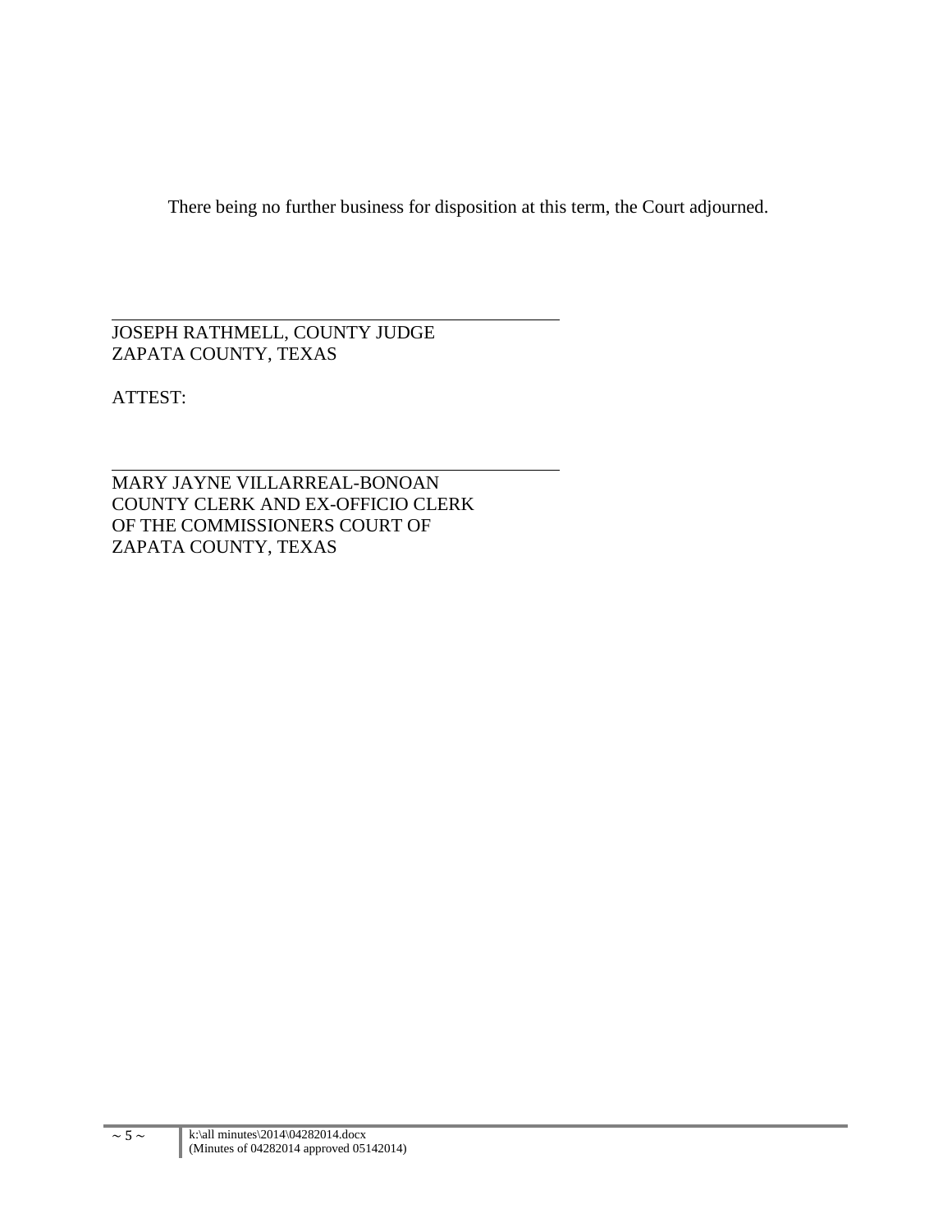There being no further business for disposition at this term, the Court adjourned.

\_\_\_\_\_\_\_\_\_\_\_\_\_\_\_\_\_\_\_\_\_\_\_\_\_\_\_\_\_\_\_\_\_\_\_\_\_\_\_\_\_\_\_\_\_\_

JOSEPH RATHMELL, COUNTY JUDGE
ZAPATA COUNTY, TEXAS

ATTEST:

\_\_\_\_\_\_\_\_\_\_\_\_\_\_\_\_\_\_\_\_\_\_\_\_\_\_\_\_\_\_\_\_\_\_\_\_\_\_\_\_\_\_\_\_\_\_

MARY JAYNE VILLARREAL-BONOAN
COUNTY CLERK AND EX-OFFICIO CLERK
OF THE COMMISSIONERS COURT OF
ZAPATA COUNTY, TEXAS